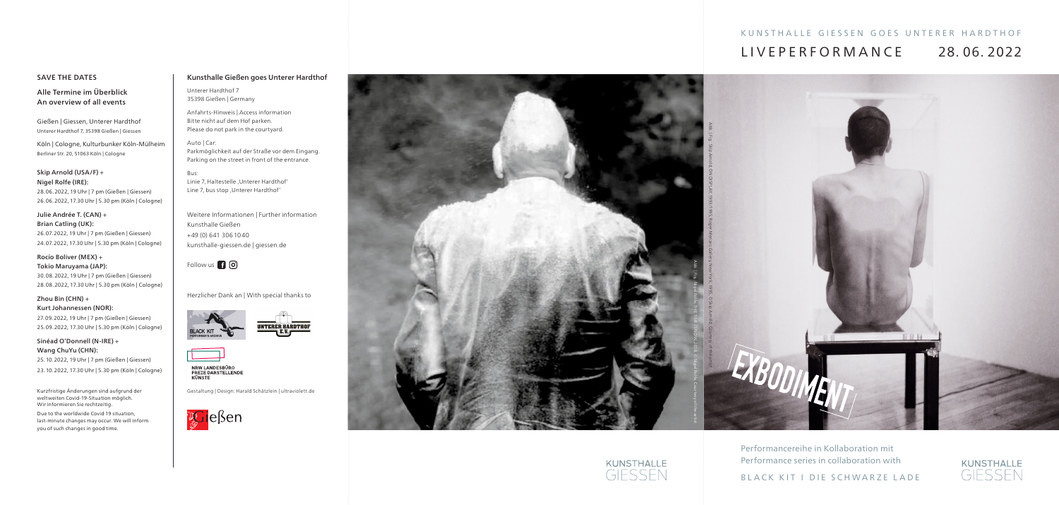## SAVE THE DATES

**Alle Termine im Überblick**
**An overview of all events**

Gießen | Giessen, Unterer Hardthof
Unterer Hardthof 7, 35398 Gießen | Giessen

Köln | Cologne, Kulturbunker Köln-Mülheim
Berliner Str. 20, 51063 Köln | Cologne

**Skip Arnold (USA/F) +**
**Nigel Rolfe (IRE):**
28.06.2022, 19 Uhr | 7 pm (Gießen | Giessen)
26.06.2022, 17.30 Uhr | 5.30 pm (Köln | Cologne)

**Julie Andrée T. (CAN) +**
**Brian Catling (UK):**
26.07.2022, 19 Uhr | 7 pm (Gießen | Giessen)
24.07.2022, 17.30 Uhr | 5.30 pm (Köln | Cologne)

**Rocío Boliver (MEX) +**
**Tokio Maruyama (JAP):**
30.08.2022, 19 Uhr | 7 pm (Gießen | Giessen)
28.08.2022, 17.30 Uhr | 5.30 pm (Köln | Cologne)

**Zhou Bin (CHN) +**
**Kurt Johannessen (NOR):**
27.09.2022, 19 Uhr | 7 pm (Gießen | Giessen)
25.09.2022, 17.30 Uhr | 5.30 pm (Köln | Cologne)

**Sinéad O'Donnell (N-IRE) +**
**Wang ChuYu (CHN):**
25.10.2022, 19 Uhr | 7 pm (Gießen | Giessen)
23.10.2022, 17.30 Uhr | 5.30 pm (Köln | Cologne)

Kurzfristige Änderungen sind aufgrund der weltweiten Covid-19-Situation möglich. Wir informieren Sie rechtzeitig.

Due to the worldwide Covid 19 situation, last-minute changes may occur. We will inform you of such changes in good time.

## Kunsthalle Gießen goes Unterer Hardthof

Unterer Hardthof 7
35398 Gießen | Germany

Anfahrts-Hinweis | Access information
Bitte nicht auf dem Hof parken.
Please do not park in the courtyard.

Auto | Car:
Parkmöglichkeit auf der Straße vor dem Eingang.
Parking on the street in front of the entrance.

Bus:
Linie 7, Haltestelle ‚Unterer Hardthof'
Line 7, bus stop ‚Unterer Hardthof'

Weitere Informationen | Further information
Kunsthalle Gießen
+49 (0) 641 306 1040
kunsthalle-giessen.de | giessen.de

Follow us

Herzlicher Dank an | With special thanks to

BLACK KIT PERFORMER'S ARCHIVE
UNTERER HARDTHOF E.V.
NRW LANDESBÜRO FREIE DARSTELLENDE KÜNSTE

Gestaltung | Design: Harald Schätzlein | ultraviolett.de

Gießen

KUNSTHALLE GIESSEN

# KUNSTHALLE GIESSEN GOES UNTERER HARDTHOF

# LIVEPERFORMANCE 28.06.2022

EXBODIMENT

Performancereihe in Kollaboration mit
Performance series in collaboration with

BLACK KIT I DIE SCHWARZE LADE

KUNSTHALLE GIESSEN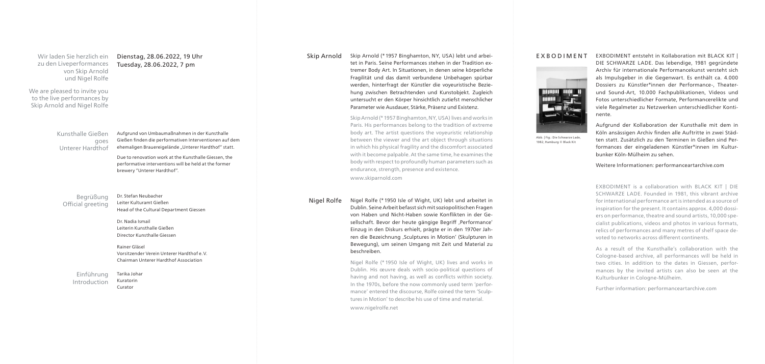Wir laden Sie herzlich ein zu den Liveperformances von Skip Arnold und Nigel Rolfe

We are pleased to invite you to the live performances by Skip Arnold and Nigel Rolfe

Dienstag, 28.06.2022, 19 Uhr
Tuesday, 28.06.2022, 7 pm

**Kunsthalle Gießen goes Unterer Hardthof**

Aufgrund von Umbaumaßnahmen in der Kunsthalle Gießen finden die performativen Interventionen auf dem ehemaligen Brauereigelände „Unterer Hardthof" statt.

Due to renovation work at the Kunsthalle Giessen, the performative interventions will be held at the former brewery "Unterer Hardthof".

**Begrüßung / Official greeting**

Dr. Stefan Neubacher
Leiter Kulturamt Gießen
Head of the Cultural Department Giessen

Dr. Nadia Ismail
Leiterin Kunsthalle Gießen
Director Kunsthalle Giessen

Rainer Gläsel
Vorsitzender Verein Unterer Hardthof e.V.
Chairman Unterer Hardthof Association

**Einführung / Introduction**

Tarika Johar
Kuratorin
Curator

## Skip Arnold

Skip Arnold (*1957 Binghamton, NY, USA) lebt und arbeitet in Paris. Seine Performances stehen in der Tradition extremer Body Art. In Situationen, in denen seine körperliche Fragilität und das damit verbundene Unbehagen spürbar werden, hinterfragt der Künstler die voyeuristische Beziehung zwischen Betrachtenden und Kunstobjekt. Zugleich untersucht er den Körper hinsichtlich zutiefst menschlicher Parameter wie Ausdauer, Stärke, Präsenz und Existenz.

Skip Arnold (*1957 Binghamton, NY, USA) lives and works in Paris. His performances belong to the tradition of extreme body art. The artist questions the voyeuristic relationship between the viewer and the art object through situations in which his physical fragility and the discomfort associated with it become palpable. At the same time, he examines the body with respect to profoundly human parameters such as endurance, strength, presence and existence.

www.skiparnold.com

## Nigel Rolfe

Nigel Rolfe (*1950 Isle of Wight, UK) lebt und arbeitet in Dublin. Seine Arbeit befasst sich mit soziopolitischen Fragen von Haben und Nicht-Haben sowie Konflikten in der Gesellschaft. Bevor der heute gängige Begriff ‚Performance' Einzug in den Diskurs erhielt, prägte er in den 1970er Jahren die Bezeichnung ‚Sculptures in Motion' (Skulpturen in Bewegung), um seinen Umgang mit Zeit und Material zu beschreiben.

Nigel Rolfe (*1950 Isle of Wight, UK) lives and works in Dublin. His œuvre deals with socio-political questions of having and not having, as well as conflicts within society. In the 1970s, before the now commonly used term 'performance' entered the discourse, Rolfe coined the term 'Sculptures in Motion' to describe his use of time and material.

www.nigelrolfe.net

## EXBODIMENT

Abb. | Fig.: Die Schwarze Lade, 1982, Hamburg © Black Kit

EXBODIMENT entsteht in Kollaboration mit BLACK KIT | DIE SCHWARZE LADE. Das lebendige, 1981 gegründete Archiv für internationale Performancekunst versteht sich als Impulsgeber in die Gegenwart. Es enthält ca. 4.000 Dossiers zu Künstler*innen der Performance-, Theater- und Sound-Art, 10.000 Fachpublikationen, Videos und Fotos unterschiedlicher Formate, Performancerelikte und viele Regalmeter zu Netzwerken unterschiedlicher Kontinente.

Aufgrund der Kollaboration der Kunsthalle mit dem in Köln ansässigen Archiv finden alle Auftritte in zwei Städten statt. Zusätzlich zu den Terminen in Gießen sind Performances der eingeladenen Künstler*innen im Kulturbunker Köln-Mülheim zu sehen.

Weitere Informationen: performanceartarchive.com

EXBODIMENT is a collaboration with BLACK KIT | DIE SCHWARZE LADE. Founded in 1981, this vibrant archive for international performance art is intended as a source of inspiration for the present. It contains approx. 4,000 dossiers on performance, theatre and sound artists, 10,000 specialist publications, videos and photos in various formats, relics of performances and many metres of shelf space devoted to networks across different continents.

As a result of the Kunsthalle's collaboration with the Cologne-based archive, all performances will be held in two cities. In addition to the dates in Giessen, performances by the invited artists can also be seen at the Kulturbunker in Cologne-Mülheim.

Further information: performanceartarchive.com